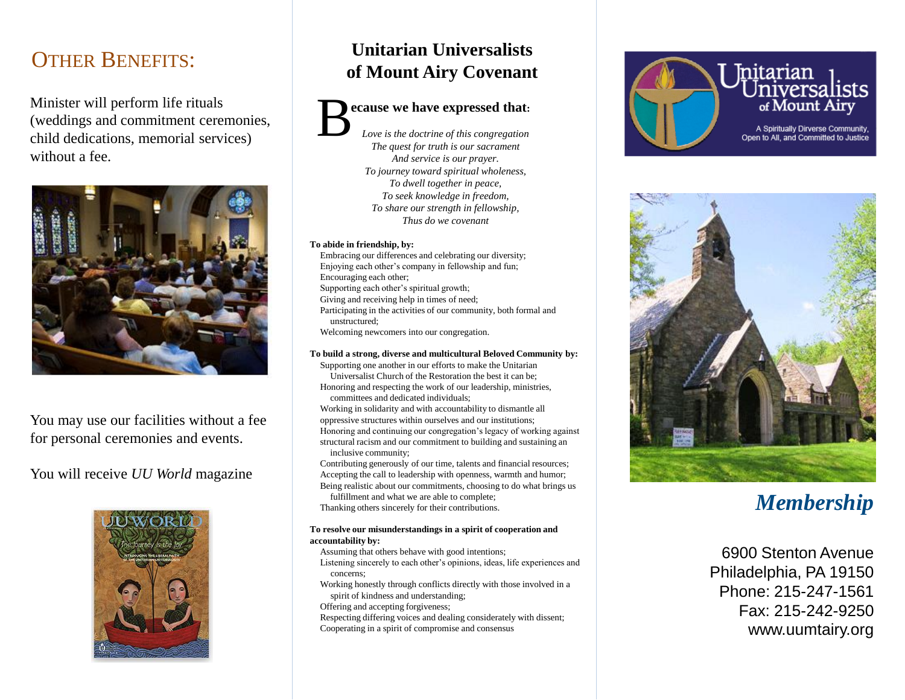## Other Benefits:

Minister will perform life rituals (weddings and commitment ceremonies, child dedications, memorial services) without a fee.

You may use our facilities without a fee for personal ceremonies and events.

You will receive *UU World* magazine

# Unitarian Universalists of Mount Airy Covenant

**Because we have expressed that:**

*Love is the doctrine of this congregation*
*The quest for truth is our sacrament*
*And service is our prayer.*
*To journey toward spiritual wholeness,*
*To dwell together in peace,*
*To seek knowledge in freedom,*
*To share our strength in fellowship,*
*Thus do we covenant*

**To abide in friendship, by:**

- Embracing our differences and celebrating our diversity;
- Enjoying each other's company in fellowship and fun;
- Encouraging each other;
- Supporting each other's spiritual growth;
- Giving and receiving help in times of need;
- Participating in the activities of our community, both formal and unstructured;
- Welcoming newcomers into our congregation.

**To build a strong, diverse and multicultural Beloved Community by:**

- Supporting one another in our efforts to make the Unitarian Universalist Church of the Restoration the best it can be;
- Honoring and respecting the work of our leadership, ministries, committees and dedicated individuals;
- Working in solidarity and with accountability to dismantle all oppressive structures within ourselves and our institutions;
- Honoring and continuing our congregation's legacy of working against structural racism and our commitment to building and sustaining an inclusive community;
- Contributing generously of our time, talents and financial resources;
- Accepting the call to leadership with openness, warmth and humor;
- Being realistic about our commitments, choosing to do what brings us fulfillment and what we are able to complete;
- Thanking others sincerely for their contributions.

**To resolve our misunderstandings in a spirit of cooperation and accountability by:**

- Assuming that others behave with good intentions;
- Listening sincerely to each other's opinions, ideas, life experiences and concerns;
- Working honestly through conflicts directly with those involved in a spirit of kindness and understanding;
- Offering and accepting forgiveness;
- Respecting differing voices and dealing considerately with dissent;
- Cooperating in a spirit of compromise and consensus

Unitarian Universalists of Mount Airy

A Spiritually Dirverse Community, Open to All, and Committed to Justice

# *Membership*

6900 Stenton Avenue
Philadelphia, PA 19150
Phone: 215-247-1561
Fax: 215-242-9250
www.uumtairy.org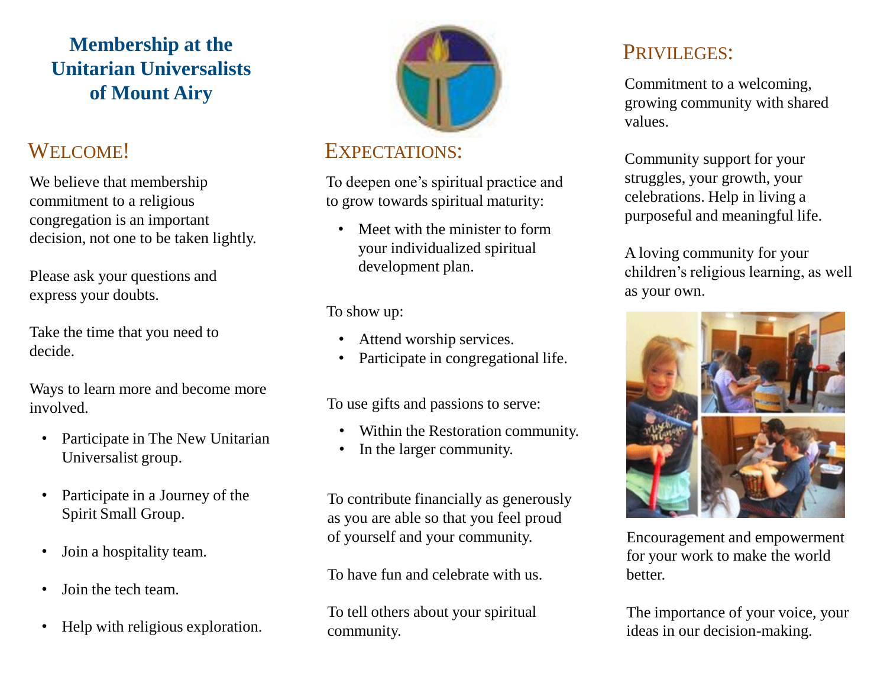# Membership at the Unitarian Universalists of Mount Airy

## Welcome!

We believe that membership commitment to a religious congregation is an important decision, not one to be taken lightly.

Please ask your questions and express your doubts.

Take the time that you need to decide.

Ways to learn more and become more involved.

- Participate in The New Unitarian Universalist group.
- Participate in a Journey of the Spirit Small Group.
- Join a hospitality team.
- Join the tech team.
- Help with religious exploration.

## Expectations:

To deepen one's spiritual practice and to grow towards spiritual maturity:

- Meet with the minister to form your individualized spiritual development plan.

To show up:

- Attend worship services.
- Participate in congregational life.

To use gifts and passions to serve:

- Within the Restoration community.
- In the larger community.

To contribute financially as generously as you are able so that you feel proud of yourself and your community.

To have fun and celebrate with us.

To tell others about your spiritual community.

## Privileges:

Commitment to a welcoming, growing community with shared values.

Community support for your struggles, your growth, your celebrations. Help in living a purposeful and meaningful life.

A loving community for your children's religious learning, as well as your own.

Encouragement and empowerment for your work to make the world better.

The importance of your voice, your ideas in our decision-making.